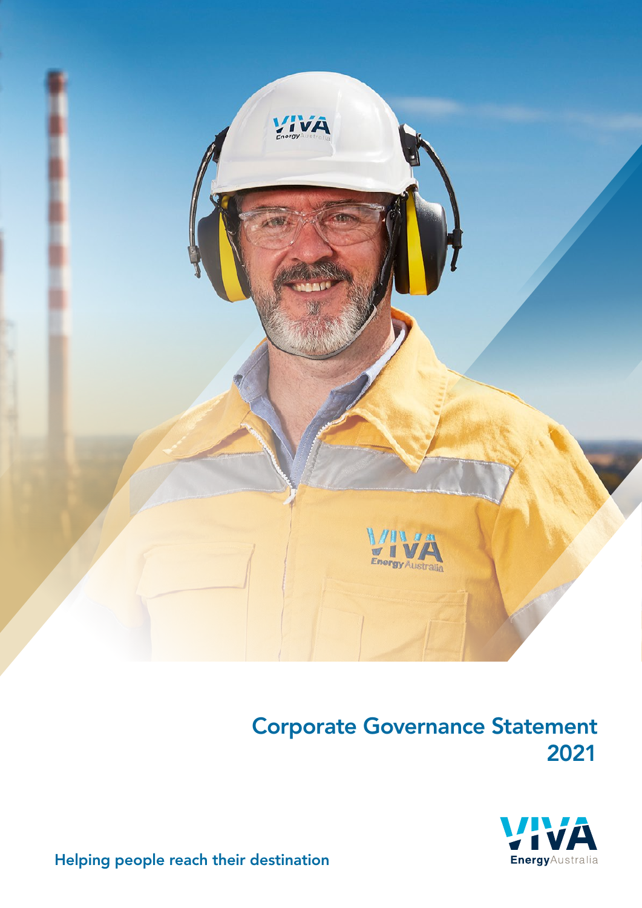# Corporate Governance Statement 2021

Helping people reach their destination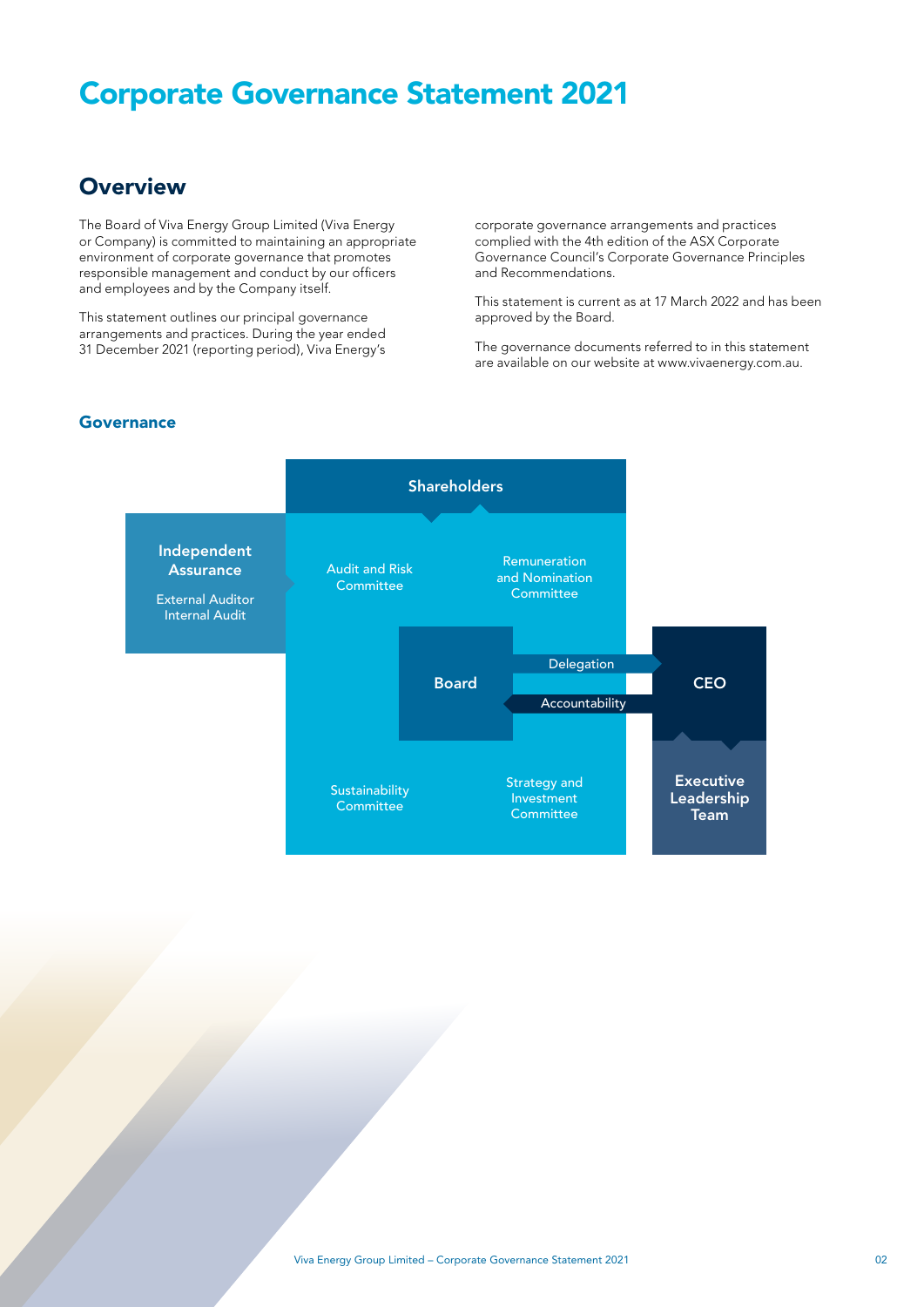# Corporate Governance Statement 2021

## Overview

The Board of Viva Energy Group Limited (Viva Energy or Company) is committed to maintaining an appropriate environment of corporate governance that promotes responsible management and conduct by our officers and employees and by the Company itself.

This statement outlines our principal governance arrangements and practices. During the year ended 31 December 2021 (reporting period), Viva Energy's corporate governance arrangements and practices complied with the 4th edition of the ASX Corporate Governance Council's Corporate Governance Principles and Recommendations.

This statement is current as at 17 March 2022 and has been approved by the Board.

The governance documents referred to in this statement are available on our website at www.vivaenergy.com.au.

### Governance

Shareholders

Independent Assurance
External Auditor
Internal Audit

Audit and Risk Committee

Remuneration and Nomination Committee

Board

Delegation

Accountability

CEO

Sustainability Committee

Strategy and Investment Committee

Executive Leadership Team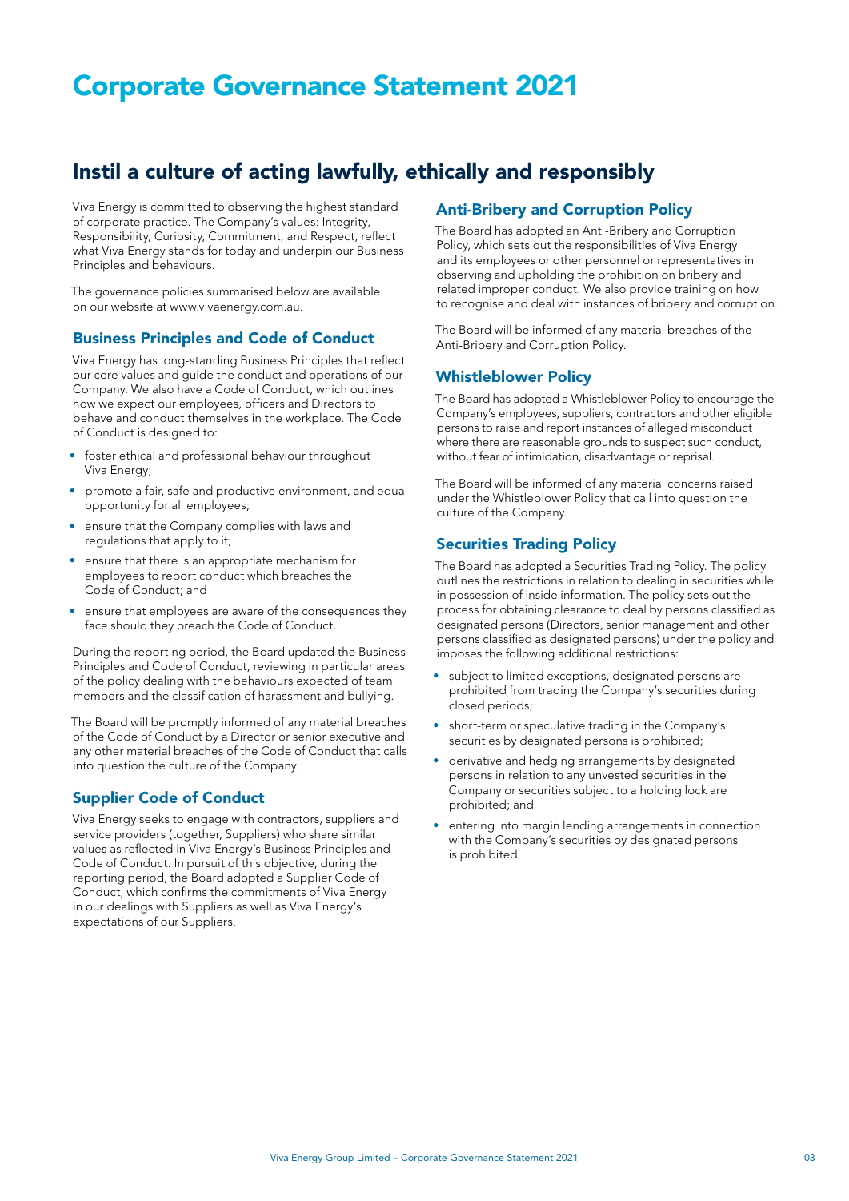# Corporate Governance Statement 2021

## Instil a culture of acting lawfully, ethically and responsibly

Viva Energy is committed to observing the highest standard of corporate practice. The Company's values: Integrity, Responsibility, Curiosity, Commitment, and Respect, reflect what Viva Energy stands for today and underpin our Business Principles and behaviours.

The governance policies summarised below are available on our website at www.vivaenergy.com.au.

### Business Principles and Code of Conduct

Viva Energy has long-standing Business Principles that reflect our core values and guide the conduct and operations of our Company. We also have a Code of Conduct, which outlines how we expect our employees, officers and Directors to behave and conduct themselves in the workplace. The Code of Conduct is designed to:

- foster ethical and professional behaviour throughout Viva Energy;
- promote a fair, safe and productive environment, and equal opportunity for all employees;
- ensure that the Company complies with laws and regulations that apply to it;
- ensure that there is an appropriate mechanism for employees to report conduct which breaches the Code of Conduct; and
- ensure that employees are aware of the consequences they face should they breach the Code of Conduct.

During the reporting period, the Board updated the Business Principles and Code of Conduct, reviewing in particular areas of the policy dealing with the behaviours expected of team members and the classification of harassment and bullying.

The Board will be promptly informed of any material breaches of the Code of Conduct by a Director or senior executive and any other material breaches of the Code of Conduct that calls into question the culture of the Company.

### Supplier Code of Conduct

Viva Energy seeks to engage with contractors, suppliers and service providers (together, Suppliers) who share similar values as reflected in Viva Energy's Business Principles and Code of Conduct. In pursuit of this objective, during the reporting period, the Board adopted a Supplier Code of Conduct, which confirms the commitments of Viva Energy in our dealings with Suppliers as well as Viva Energy's expectations of our Suppliers.

### Anti-Bribery and Corruption Policy

The Board has adopted an Anti-Bribery and Corruption Policy, which sets out the responsibilities of Viva Energy and its employees or other personnel or representatives in observing and upholding the prohibition on bribery and related improper conduct. We also provide training on how to recognise and deal with instances of bribery and corruption.

The Board will be informed of any material breaches of the Anti-Bribery and Corruption Policy.

### Whistleblower Policy

The Board has adopted a Whistleblower Policy to encourage the Company's employees, suppliers, contractors and other eligible persons to raise and report instances of alleged misconduct where there are reasonable grounds to suspect such conduct, without fear of intimidation, disadvantage or reprisal.

The Board will be informed of any material concerns raised under the Whistleblower Policy that call into question the culture of the Company.

### Securities Trading Policy

The Board has adopted a Securities Trading Policy. The policy outlines the restrictions in relation to dealing in securities while in possession of inside information. The policy sets out the process for obtaining clearance to deal by persons classified as designated persons (Directors, senior management and other persons classified as designated persons) under the policy and imposes the following additional restrictions:

- subject to limited exceptions, designated persons are prohibited from trading the Company's securities during closed periods;
- short-term or speculative trading in the Company's securities by designated persons is prohibited;
- derivative and hedging arrangements by designated persons in relation to any unvested securities in the Company or securities subject to a holding lock are prohibited; and
- entering into margin lending arrangements in connection with the Company's securities by designated persons is prohibited.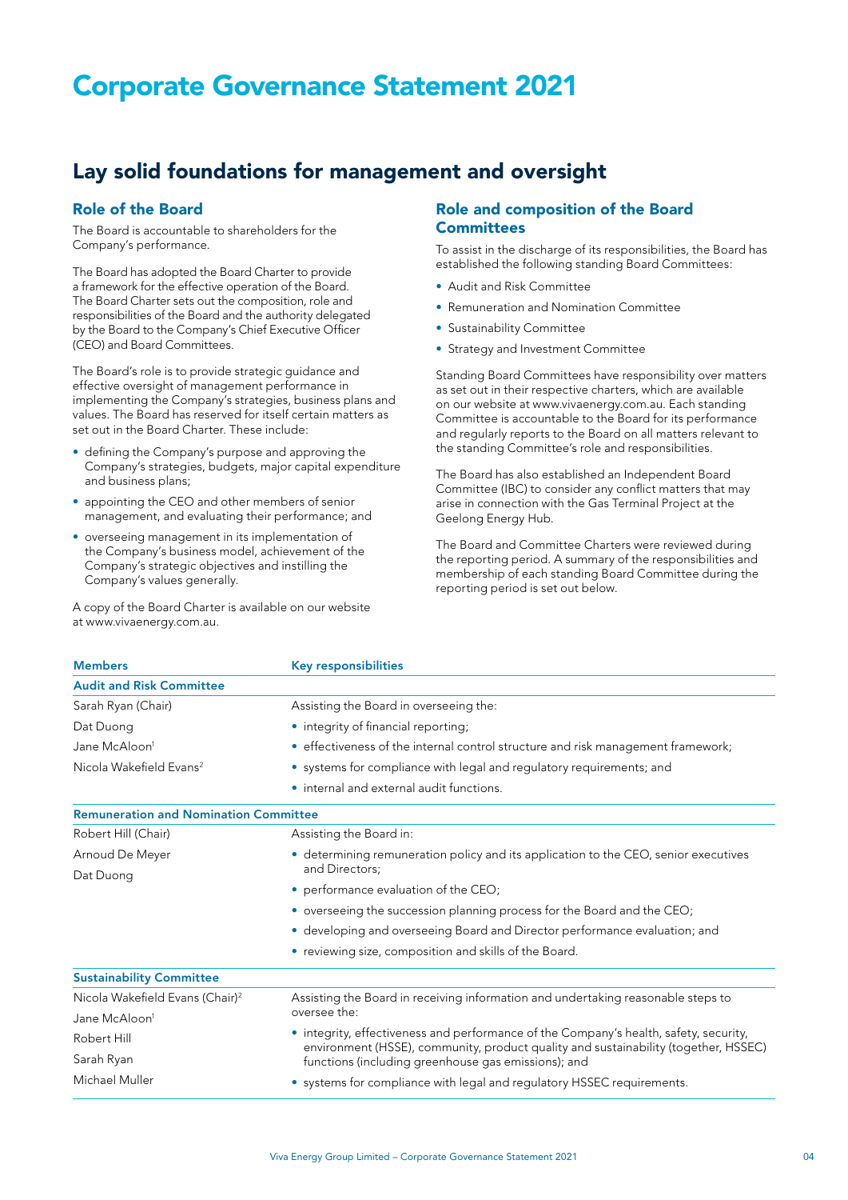# Corporate Governance Statement 2021

## Lay solid foundations for management and oversight

### Role of the Board

The Board is accountable to shareholders for the Company's performance.

The Board has adopted the Board Charter to provide a framework for the effective operation of the Board. The Board Charter sets out the composition, role and responsibilities of the Board and the authority delegated by the Board to the Company's Chief Executive Officer (CEO) and Board Committees.

The Board's role is to provide strategic guidance and effective oversight of management performance in implementing the Company's strategies, business plans and values. The Board has reserved for itself certain matters as set out in the Board Charter. These include:

- defining the Company's purpose and approving the Company's strategies, budgets, major capital expenditure and business plans;
- appointing the CEO and other members of senior management, and evaluating their performance; and
- overseeing management in its implementation of the Company's business model, achievement of the Company's strategic objectives and instilling the Company's values generally.

A copy of the Board Charter is available on our website at www.vivaenergy.com.au.

### Role and composition of the Board Committees

To assist in the discharge of its responsibilities, the Board has established the following standing Board Committees:

- Audit and Risk Committee
- Remuneration and Nomination Committee
- Sustainability Committee
- Strategy and Investment Committee

Standing Board Committees have responsibility over matters as set out in their respective charters, which are available on our website at www.vivaenergy.com.au. Each standing Committee is accountable to the Board for its performance and regularly reports to the Board on all matters relevant to the standing Committee's role and responsibilities.

The Board has also established an Independent Board Committee (IBC) to consider any conflict matters that may arise in connection with the Gas Terminal Project at the Geelong Energy Hub.

The Board and Committee Charters were reviewed during the reporting period. A summary of the responsibilities and membership of each standing Board Committee during the reporting period is set out below.

| Members | Key responsibilities |
|---|---|
| **Audit and Risk Committee** | |
| Sarah Ryan (Chair) | Assisting the Board in overseeing the: |
| Dat Duong | • integrity of financial reporting; |
| Jane McAloon[1] | • effectiveness of the internal control structure and risk management framework; |
| Nicola Wakefield Evans[2] | • systems for compliance with legal and regulatory requirements; and |
| | • internal and external audit functions. |
| **Remuneration and Nomination Committee** | |
| Robert Hill (Chair) | Assisting the Board in: |
| Arnoud De Meyer | • determining remuneration policy and its application to the CEO, senior executives and Directors; |
| Dat Duong | • performance evaluation of the CEO; |
| | • overseeing the succession planning process for the Board and the CEO; |
| | • developing and overseeing Board and Director performance evaluation; and |
| | • reviewing size, composition and skills of the Board. |
| **Sustainability Committee** | |
| Nicola Wakefield Evans (Chair)[2] | Assisting the Board in receiving information and undertaking reasonable steps to oversee the: |
| Jane McAloon[1] | • integrity, effectiveness and performance of the Company's health, safety, security, environment (HSSE), community, product quality and sustainability (together, HSSEC) functions (including greenhouse gas emissions); and |
| Robert Hill | • systems for compliance with legal and regulatory HSSEC requirements. |
| Sarah Ryan | |
| Michael Muller | |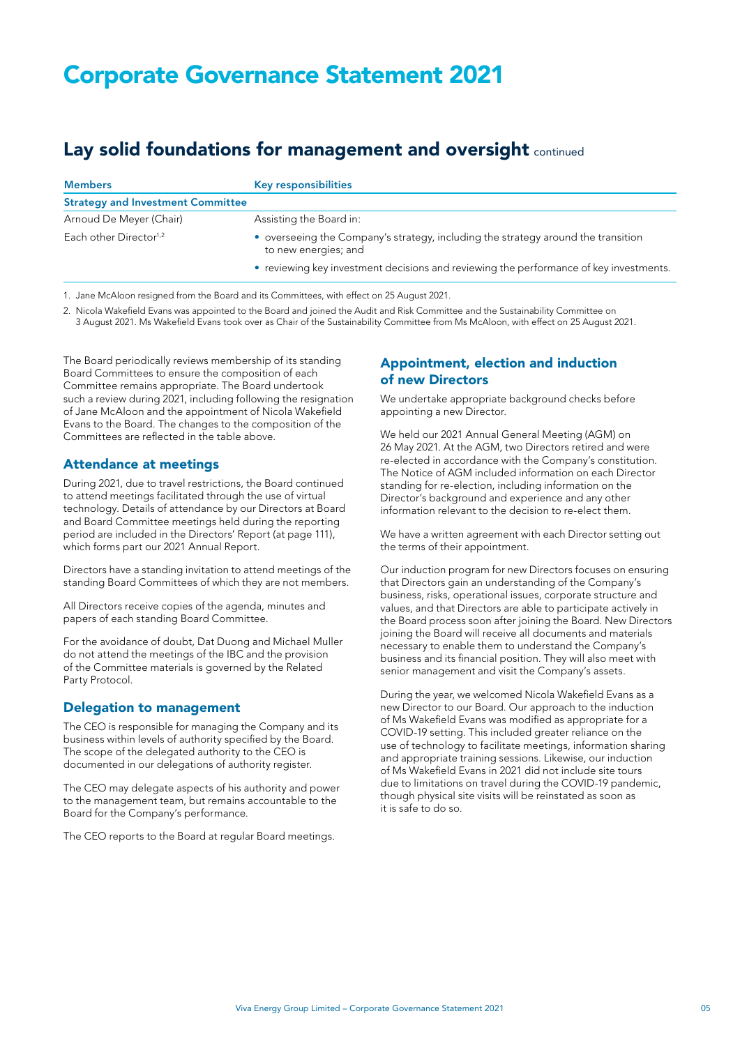# Corporate Governance Statement 2021

## Lay solid foundations for management and oversight continued

| Members | Key responsibilities |
| --- | --- |
| **Strategy and Investment Committee** | |
| Arnoud De Meyer (Chair) | Assisting the Board in: |
| Each other Director[1,2] | • overseeing the Company's strategy, including the strategy around the transition to new energies; and<br>• reviewing key investment decisions and reviewing the performance of key investments. |

1. Jane McAloon resigned from the Board and its Committees, with effect on 25 August 2021.
2. Nicola Wakefield Evans was appointed to the Board and joined the Audit and Risk Committee and the Sustainability Committee on 3 August 2021. Ms Wakefield Evans took over as Chair of the Sustainability Committee from Ms McAloon, with effect on 25 August 2021.

The Board periodically reviews membership of its standing Board Committees to ensure the composition of each Committee remains appropriate. The Board undertook such a review during 2021, including following the resignation of Jane McAloon and the appointment of Nicola Wakefield Evans to the Board. The changes to the composition of the Committees are reflected in the table above.

### Attendance at meetings

During 2021, due to travel restrictions, the Board continued to attend meetings facilitated through the use of virtual technology. Details of attendance by our Directors at Board and Board Committee meetings held during the reporting period are included in the Directors' Report (at page 111), which forms part our 2021 Annual Report.

Directors have a standing invitation to attend meetings of the standing Board Committees of which they are not members.

All Directors receive copies of the agenda, minutes and papers of each standing Board Committee.

For the avoidance of doubt, Dat Duong and Michael Muller do not attend the meetings of the IBC and the provision of the Committee materials is governed by the Related Party Protocol.

### Delegation to management

The CEO is responsible for managing the Company and its business within levels of authority specified by the Board. The scope of the delegated authority to the CEO is documented in our delegations of authority register.

The CEO may delegate aspects of his authority and power to the management team, but remains accountable to the Board for the Company's performance.

The CEO reports to the Board at regular Board meetings.

### Appointment, election and induction of new Directors

We undertake appropriate background checks before appointing a new Director.

We held our 2021 Annual General Meeting (AGM) on 26 May 2021. At the AGM, two Directors retired and were re-elected in accordance with the Company's constitution. The Notice of AGM included information on each Director standing for re-election, including information on the Director's background and experience and any other information relevant to the decision to re-elect them.

We have a written agreement with each Director setting out the terms of their appointment.

Our induction program for new Directors focuses on ensuring that Directors gain an understanding of the Company's business, risks, operational issues, corporate structure and values, and that Directors are able to participate actively in the Board process soon after joining the Board. New Directors joining the Board will receive all documents and materials necessary to enable them to understand the Company's business and its financial position. They will also meet with senior management and visit the Company's assets.

During the year, we welcomed Nicola Wakefield Evans as a new Director to our Board. Our approach to the induction of Ms Wakefield Evans was modified as appropriate for a COVID-19 setting. This included greater reliance on the use of technology to facilitate meetings, information sharing and appropriate training sessions. Likewise, our induction of Ms Wakefield Evans in 2021 did not include site tours due to limitations on travel during the COVID-19 pandemic, though physical site visits will be reinstated as soon as it is safe to do so.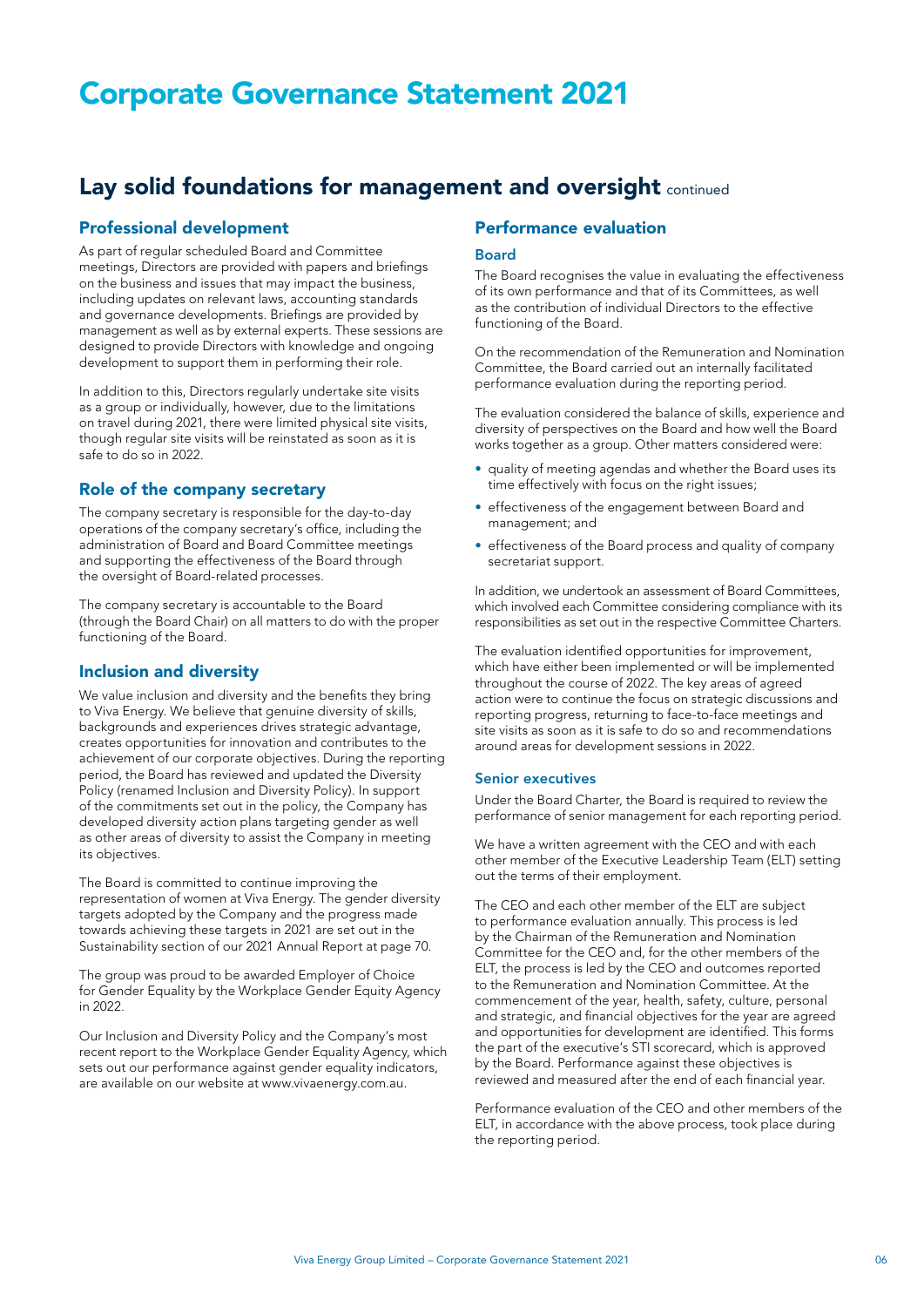# Corporate Governance Statement 2021

## Lay solid foundations for management and oversight continued

### Professional development

As part of regular scheduled Board and Committee meetings, Directors are provided with papers and briefings on the business and issues that may impact the business, including updates on relevant laws, accounting standards and governance developments. Briefings are provided by management as well as by external experts. These sessions are designed to provide Directors with knowledge and ongoing development to support them in performing their role.

In addition to this, Directors regularly undertake site visits as a group or individually, however, due to the limitations on travel during 2021, there were limited physical site visits, though regular site visits will be reinstated as soon as it is safe to do so in 2022.

### Role of the company secretary

The company secretary is responsible for the day-to-day operations of the company secretary's office, including the administration of Board and Board Committee meetings and supporting the effectiveness of the Board through the oversight of Board-related processes.

The company secretary is accountable to the Board (through the Board Chair) on all matters to do with the proper functioning of the Board.

### Inclusion and diversity

We value inclusion and diversity and the benefits they bring to Viva Energy. We believe that genuine diversity of skills, backgrounds and experiences drives strategic advantage, creates opportunities for innovation and contributes to the achievement of our corporate objectives. During the reporting period, the Board has reviewed and updated the Diversity Policy (renamed Inclusion and Diversity Policy). In support of the commitments set out in the policy, the Company has developed diversity action plans targeting gender as well as other areas of diversity to assist the Company in meeting its objectives.

The Board is committed to continue improving the representation of women at Viva Energy. The gender diversity targets adopted by the Company and the progress made towards achieving these targets in 2021 are set out in the Sustainability section of our 2021 Annual Report at page 70.

The group was proud to be awarded Employer of Choice for Gender Equality by the Workplace Gender Equity Agency in 2022.

Our Inclusion and Diversity Policy and the Company's most recent report to the Workplace Gender Equality Agency, which sets out our performance against gender equality indicators, are available on our website at www.vivaenergy.com.au.

### Performance evaluation

#### Board

The Board recognises the value in evaluating the effectiveness of its own performance and that of its Committees, as well as the contribution of individual Directors to the effective functioning of the Board.

On the recommendation of the Remuneration and Nomination Committee, the Board carried out an internally facilitated performance evaluation during the reporting period.

The evaluation considered the balance of skills, experience and diversity of perspectives on the Board and how well the Board works together as a group. Other matters considered were:

- quality of meeting agendas and whether the Board uses its time effectively with focus on the right issues;
- effectiveness of the engagement between Board and management; and
- effectiveness of the Board process and quality of company secretariat support.

In addition, we undertook an assessment of Board Committees, which involved each Committee considering compliance with its responsibilities as set out in the respective Committee Charters.

The evaluation identified opportunities for improvement, which have either been implemented or will be implemented throughout the course of 2022. The key areas of agreed action were to continue the focus on strategic discussions and reporting progress, returning to face-to-face meetings and site visits as soon as it is safe to do so and recommendations around areas for development sessions in 2022.

#### Senior executives

Under the Board Charter, the Board is required to review the performance of senior management for each reporting period.

We have a written agreement with the CEO and with each other member of the Executive Leadership Team (ELT) setting out the terms of their employment.

The CEO and each other member of the ELT are subject to performance evaluation annually. This process is led by the Chairman of the Remuneration and Nomination Committee for the CEO and, for the other members of the ELT, the process is led by the CEO and outcomes reported to the Remuneration and Nomination Committee. At the commencement of the year, health, safety, culture, personal and strategic, and financial objectives for the year are agreed and opportunities for development are identified. This forms the part of the executive's STI scorecard, which is approved by the Board. Performance against these objectives is reviewed and measured after the end of each financial year.

Performance evaluation of the CEO and other members of the ELT, in accordance with the above process, took place during the reporting period.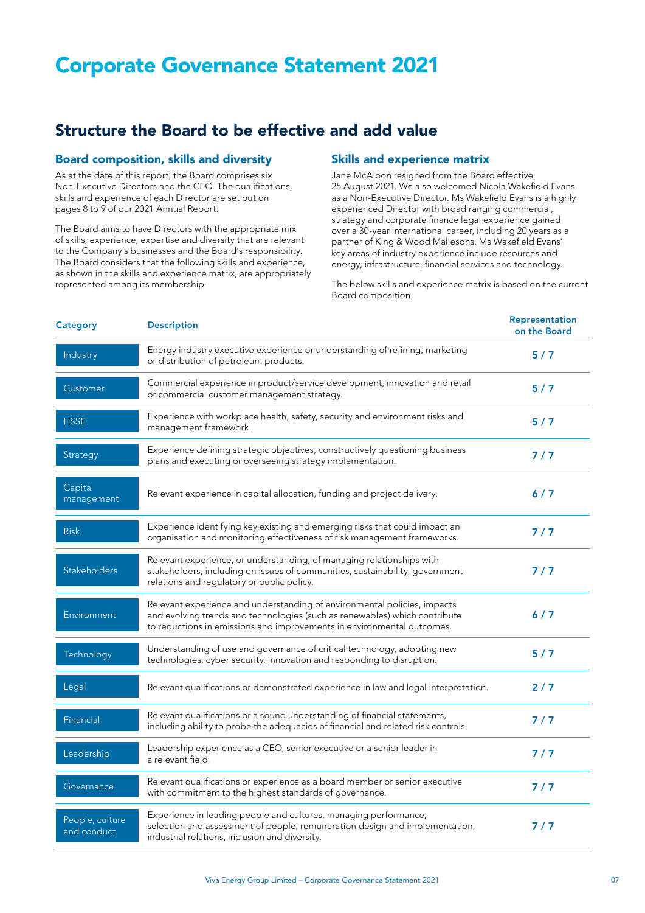# Corporate Governance Statement 2021

## Structure the Board to be effective and add value

### Board composition, skills and diversity

As at the date of this report, the Board comprises six Non-Executive Directors and the CEO. The qualifications, skills and experience of each Director are set out on pages 8 to 9 of our 2021 Annual Report.

The Board aims to have Directors with the appropriate mix of skills, experience, expertise and diversity that are relevant to the Company's businesses and the Board's responsibility. The Board considers that the following skills and experience, as shown in the skills and experience matrix, are appropriately represented among its membership.

### Skills and experience matrix

Jane McAloon resigned from the Board effective 25 August 2021. We also welcomed Nicola Wakefield Evans as a Non-Executive Director. Ms Wakefield Evans is a highly experienced Director with broad ranging commercial, strategy and corporate finance legal experience gained over a 30-year international career, including 20 years as a partner of King & Wood Mallesons. Ms Wakefield Evans' key areas of industry experience include resources and energy, infrastructure, financial services and technology.

The below skills and experience matrix is based on the current Board composition.

| Category | Description | Representation on the Board |
|---|---|---|
| Industry | Energy industry executive experience or understanding of refining, marketing or distribution of petroleum products. | 5 / 7 |
| Customer | Commercial experience in product/service development, innovation and retail or commercial customer management strategy. | 5 / 7 |
| HSSE | Experience with workplace health, safety, security and environment risks and management framework. | 5 / 7 |
| Strategy | Experience defining strategic objectives, constructively questioning business plans and executing or overseeing strategy implementation. | 7 / 7 |
| Capital management | Relevant experience in capital allocation, funding and project delivery. | 6 / 7 |
| Risk | Experience identifying key existing and emerging risks that could impact an organisation and monitoring effectiveness of risk management frameworks. | 7 / 7 |
| Stakeholders | Relevant experience, or understanding, of managing relationships with stakeholders, including on issues of communities, sustainability, government relations and regulatory or public policy. | 7 / 7 |
| Environment | Relevant experience and understanding of environmental policies, impacts and evolving trends and technologies (such as renewables) which contribute to reductions in emissions and improvements in environmental outcomes. | 6 / 7 |
| Technology | Understanding of use and governance of critical technology, adopting new technologies, cyber security, innovation and responding to disruption. | 5 / 7 |
| Legal | Relevant qualifications or demonstrated experience in law and legal interpretation. | 2 / 7 |
| Financial | Relevant qualifications or a sound understanding of financial statements, including ability to probe the adequacies of financial and related risk controls. | 7 / 7 |
| Leadership | Leadership experience as a CEO, senior executive or a senior leader in a relevant field. | 7 / 7 |
| Governance | Relevant qualifications or experience as a board member or senior executive with commitment to the highest standards of governance. | 7 / 7 |
| People, culture and conduct | Experience in leading people and cultures, managing performance, selection and assessment of people, remuneration design and implementation, industrial relations, inclusion and diversity. | 7 / 7 |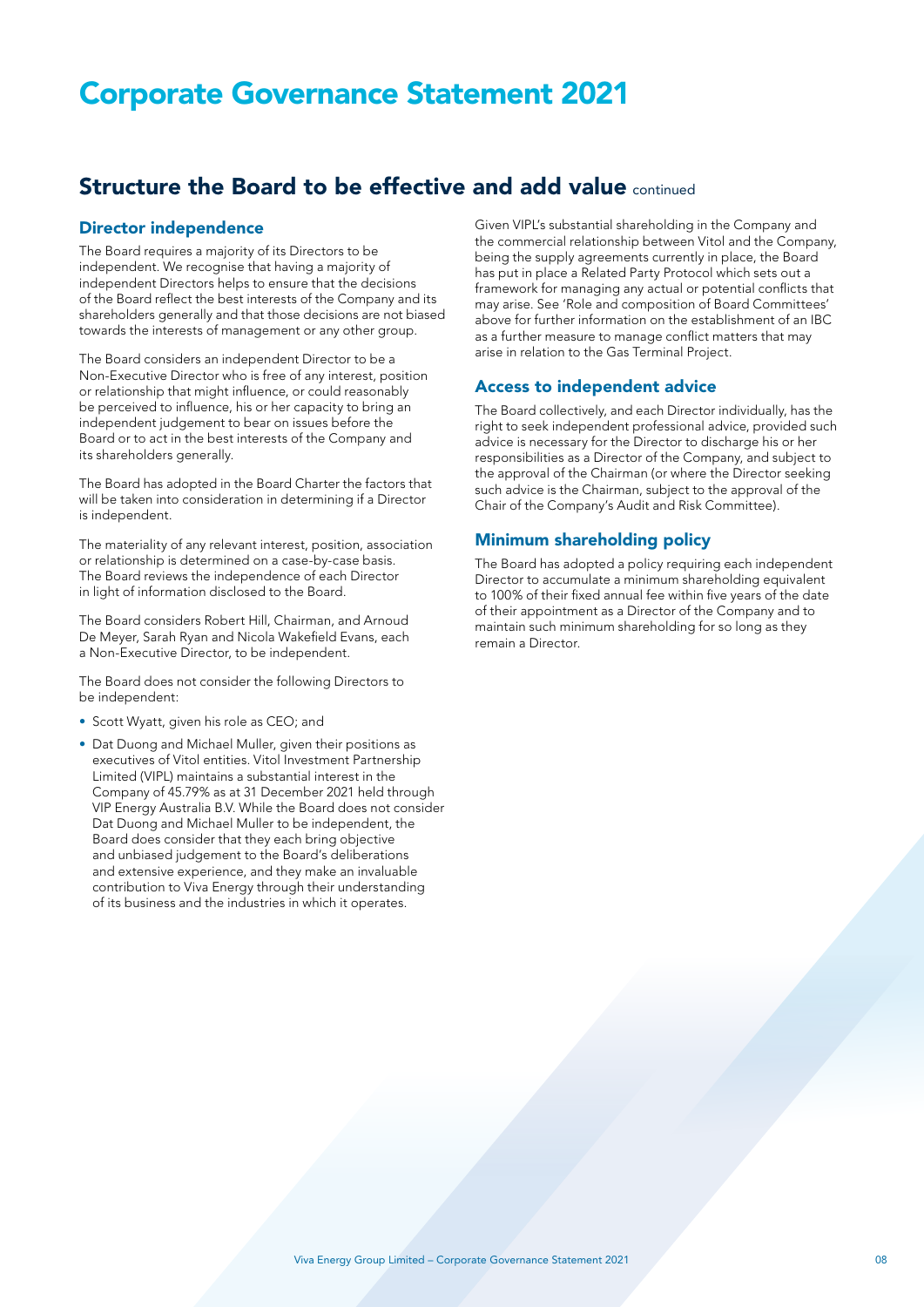# Corporate Governance Statement 2021

## Structure the Board to be effective and add value continued

### Director independence

The Board requires a majority of its Directors to be independent. We recognise that having a majority of independent Directors helps to ensure that the decisions of the Board reflect the best interests of the Company and its shareholders generally and that those decisions are not biased towards the interests of management or any other group.

The Board considers an independent Director to be a Non-Executive Director who is free of any interest, position or relationship that might influence, or could reasonably be perceived to influence, his or her capacity to bring an independent judgement to bear on issues before the Board or to act in the best interests of the Company and its shareholders generally.

The Board has adopted in the Board Charter the factors that will be taken into consideration in determining if a Director is independent.

The materiality of any relevant interest, position, association or relationship is determined on a case-by-case basis. The Board reviews the independence of each Director in light of information disclosed to the Board.

The Board considers Robert Hill, Chairman, and Arnoud De Meyer, Sarah Ryan and Nicola Wakefield Evans, each a Non-Executive Director, to be independent.

The Board does not consider the following Directors to be independent:

- Scott Wyatt, given his role as CEO; and
- Dat Duong and Michael Muller, given their positions as executives of Vitol entities. Vitol Investment Partnership Limited (VIPL) maintains a substantial interest in the Company of 45.79% as at 31 December 2021 held through VIP Energy Australia B.V. While the Board does not consider Dat Duong and Michael Muller to be independent, the Board does consider that they each bring objective and unbiased judgement to the Board's deliberations and extensive experience, and they make an invaluable contribution to Viva Energy through their understanding of its business and the industries in which it operates.

Given VIPL's substantial shareholding in the Company and the commercial relationship between Vitol and the Company, being the supply agreements currently in place, the Board has put in place a Related Party Protocol which sets out a framework for managing any actual or potential conflicts that may arise. See 'Role and composition of Board Committees' above for further information on the establishment of an IBC as a further measure to manage conflict matters that may arise in relation to the Gas Terminal Project.

### Access to independent advice

The Board collectively, and each Director individually, has the right to seek independent professional advice, provided such advice is necessary for the Director to discharge his or her responsibilities as a Director of the Company, and subject to the approval of the Chairman (or where the Director seeking such advice is the Chairman, subject to the approval of the Chair of the Company's Audit and Risk Committee).

### Minimum shareholding policy

The Board has adopted a policy requiring each independent Director to accumulate a minimum shareholding equivalent to 100% of their fixed annual fee within five years of the date of their appointment as a Director of the Company and to maintain such minimum shareholding for so long as they remain a Director.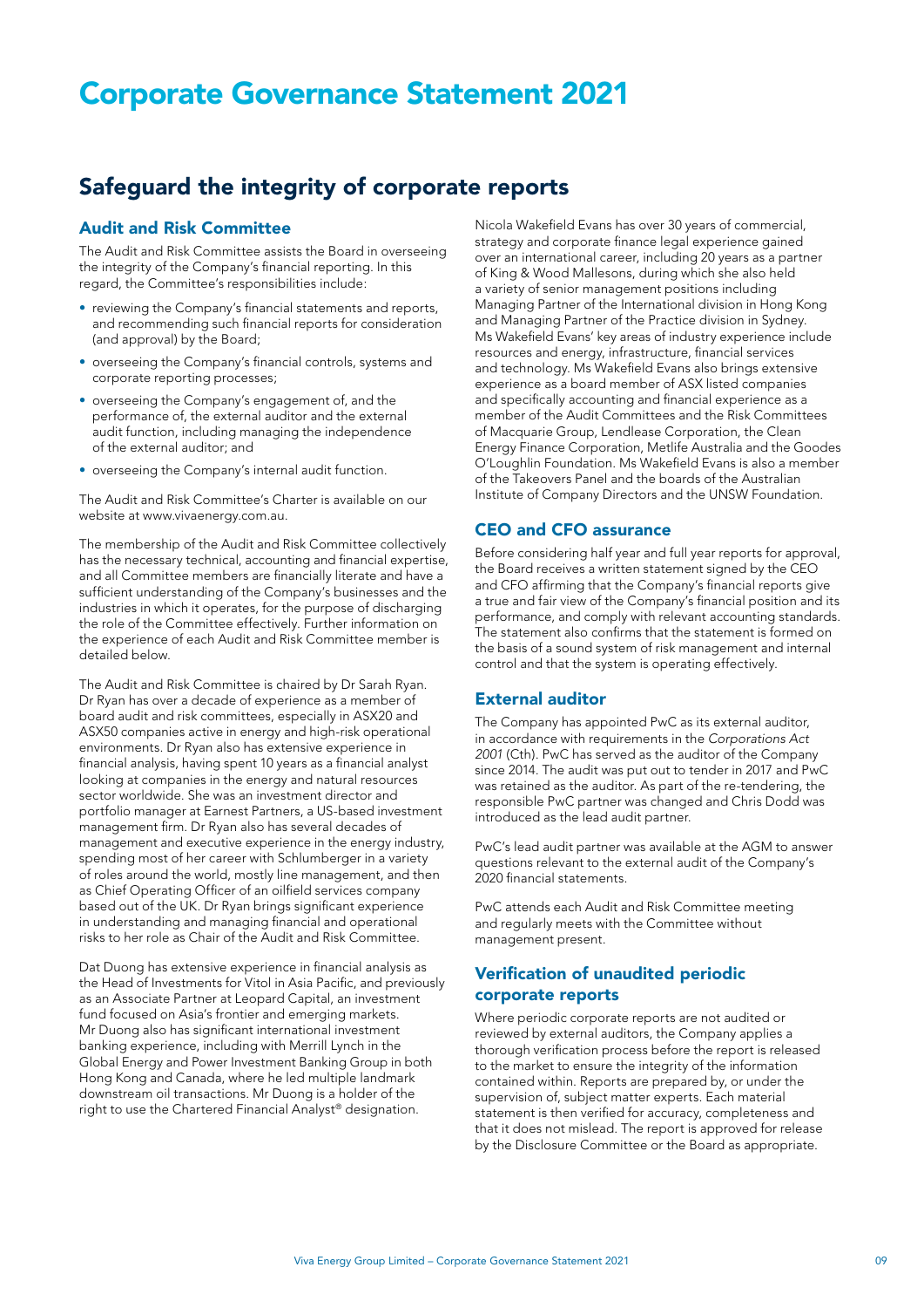# Corporate Governance Statement 2021

## Safeguard the integrity of corporate reports

### Audit and Risk Committee

The Audit and Risk Committee assists the Board in overseeing the integrity of the Company's financial reporting. In this regard, the Committee's responsibilities include:

- reviewing the Company's financial statements and reports, and recommending such financial reports for consideration (and approval) by the Board;
- overseeing the Company's financial controls, systems and corporate reporting processes;
- overseeing the Company's engagement of, and the performance of, the external auditor and the external audit function, including managing the independence of the external auditor; and
- overseeing the Company's internal audit function.

The Audit and Risk Committee's Charter is available on our website at www.vivaenergy.com.au.

The membership of the Audit and Risk Committee collectively has the necessary technical, accounting and financial expertise, and all Committee members are financially literate and have a sufficient understanding of the Company's businesses and the industries in which it operates, for the purpose of discharging the role of the Committee effectively. Further information on the experience of each Audit and Risk Committee member is detailed below.

The Audit and Risk Committee is chaired by Dr Sarah Ryan. Dr Ryan has over a decade of experience as a member of board audit and risk committees, especially in ASX20 and ASX50 companies active in energy and high-risk operational environments. Dr Ryan also has extensive experience in financial analysis, having spent 10 years as a financial analyst looking at companies in the energy and natural resources sector worldwide. She was an investment director and portfolio manager at Earnest Partners, a US-based investment management firm. Dr Ryan also has several decades of management and executive experience in the energy industry, spending most of her career with Schlumberger in a variety of roles around the world, mostly line management, and then as Chief Operating Officer of an oilfield services company based out of the UK. Dr Ryan brings significant experience in understanding and managing financial and operational risks to her role as Chair of the Audit and Risk Committee.

Dat Duong has extensive experience in financial analysis as the Head of Investments for Vitol in Asia Pacific, and previously as an Associate Partner at Leopard Capital, an investment fund focused on Asia's frontier and emerging markets. Mr Duong also has significant international investment banking experience, including with Merrill Lynch in the Global Energy and Power Investment Banking Group in both Hong Kong and Canada, where he led multiple landmark downstream oil transactions. Mr Duong is a holder of the right to use the Chartered Financial Analyst® designation.

Nicola Wakefield Evans has over 30 years of commercial, strategy and corporate finance legal experience gained over an international career, including 20 years as a partner of King & Wood Mallesons, during which she also held a variety of senior management positions including Managing Partner of the International division in Hong Kong and Managing Partner of the Practice division in Sydney. Ms Wakefield Evans' key areas of industry experience include resources and energy, infrastructure, financial services and technology. Ms Wakefield Evans also brings extensive experience as a board member of ASX listed companies and specifically accounting and financial experience as a member of the Audit Committees and the Risk Committees of Macquarie Group, Lendlease Corporation, the Clean Energy Finance Corporation, Metlife Australia and the Goodes O'Loughlin Foundation. Ms Wakefield Evans is also a member of the Takeovers Panel and the boards of the Australian Institute of Company Directors and the UNSW Foundation.

### CEO and CFO assurance

Before considering half year and full year reports for approval, the Board receives a written statement signed by the CEO and CFO affirming that the Company's financial reports give a true and fair view of the Company's financial position and its performance, and comply with relevant accounting standards. The statement also confirms that the statement is formed on the basis of a sound system of risk management and internal control and that the system is operating effectively.

### External auditor

The Company has appointed PwC as its external auditor, in accordance with requirements in the *Corporations Act 2001* (Cth). PwC has served as the auditor of the Company since 2014. The audit was put out to tender in 2017 and PwC was retained as the auditor. As part of the re-tendering, the responsible PwC partner was changed and Chris Dodd was introduced as the lead audit partner.

PwC's lead audit partner was available at the AGM to answer questions relevant to the external audit of the Company's 2020 financial statements.

PwC attends each Audit and Risk Committee meeting and regularly meets with the Committee without management present.

### Verification of unaudited periodic corporate reports

Where periodic corporate reports are not audited or reviewed by external auditors, the Company applies a thorough verification process before the report is released to the market to ensure the integrity of the information contained within. Reports are prepared by, or under the supervision of, subject matter experts. Each material statement is then verified for accuracy, completeness and that it does not mislead. The report is approved for release by the Disclosure Committee or the Board as appropriate.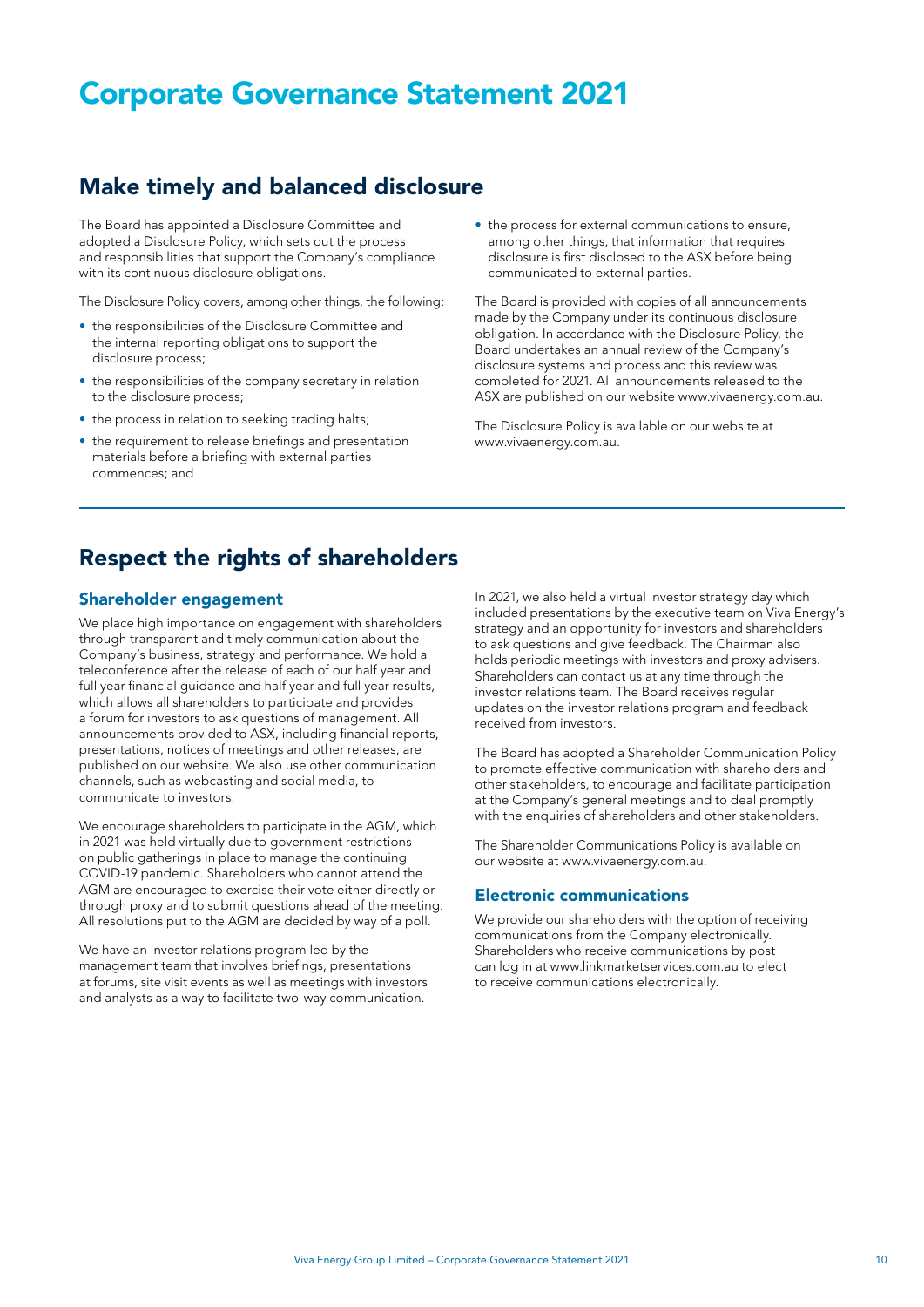# Corporate Governance Statement 2021

## Make timely and balanced disclosure

The Board has appointed a Disclosure Committee and adopted a Disclosure Policy, which sets out the process and responsibilities that support the Company's compliance with its continuous disclosure obligations.

The Disclosure Policy covers, among other things, the following:

- the responsibilities of the Disclosure Committee and the internal reporting obligations to support the disclosure process;
- the responsibilities of the company secretary in relation to the disclosure process;
- the process in relation to seeking trading halts;
- the requirement to release briefings and presentation materials before a briefing with external parties commences; and
- the process for external communications to ensure, among other things, that information that requires disclosure is first disclosed to the ASX before being communicated to external parties.

The Board is provided with copies of all announcements made by the Company under its continuous disclosure obligation. In accordance with the Disclosure Policy, the Board undertakes an annual review of the Company's disclosure systems and process and this review was completed for 2021. All announcements released to the ASX are published on our website www.vivaenergy.com.au.

The Disclosure Policy is available on our website at www.vivaenergy.com.au.

## Respect the rights of shareholders

### Shareholder engagement

We place high importance on engagement with shareholders through transparent and timely communication about the Company's business, strategy and performance. We hold a teleconference after the release of each of our half year and full year financial guidance and half year and full year results, which allows all shareholders to participate and provides a forum for investors to ask questions of management. All announcements provided to ASX, including financial reports, presentations, notices of meetings and other releases, are published on our website. We also use other communication channels, such as webcasting and social media, to communicate to investors.

We encourage shareholders to participate in the AGM, which in 2021 was held virtually due to government restrictions on public gatherings in place to manage the continuing COVID-19 pandemic. Shareholders who cannot attend the AGM are encouraged to exercise their vote either directly or through proxy and to submit questions ahead of the meeting. All resolutions put to the AGM are decided by way of a poll.

We have an investor relations program led by the management team that involves briefings, presentations at forums, site visit events as well as meetings with investors and analysts as a way to facilitate two-way communication.

In 2021, we also held a virtual investor strategy day which included presentations by the executive team on Viva Energy's strategy and an opportunity for investors and shareholders to ask questions and give feedback. The Chairman also holds periodic meetings with investors and proxy advisers. Shareholders can contact us at any time through the investor relations team. The Board receives regular updates on the investor relations program and feedback received from investors.

The Board has adopted a Shareholder Communication Policy to promote effective communication with shareholders and other stakeholders, to encourage and facilitate participation at the Company's general meetings and to deal promptly with the enquiries of shareholders and other stakeholders.

The Shareholder Communications Policy is available on our website at www.vivaenergy.com.au.

### Electronic communications

We provide our shareholders with the option of receiving communications from the Company electronically. Shareholders who receive communications by post can log in at www.linkmarketservices.com.au to elect to receive communications electronically.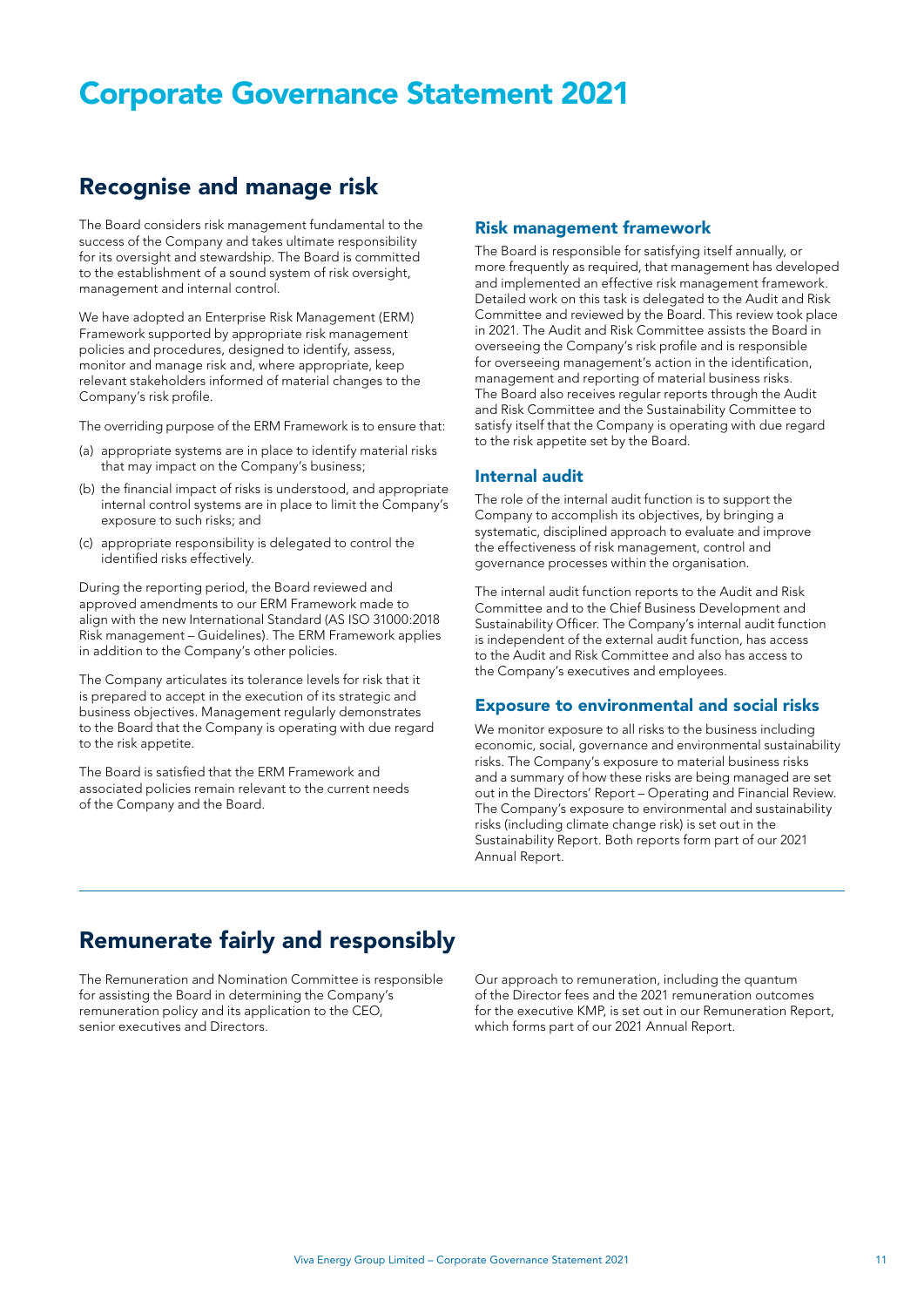# Corporate Governance Statement 2021

## Recognise and manage risk

The Board considers risk management fundamental to the success of the Company and takes ultimate responsibility for its oversight and stewardship. The Board is committed to the establishment of a sound system of risk oversight, management and internal control.

We have adopted an Enterprise Risk Management (ERM) Framework supported by appropriate risk management policies and procedures, designed to identify, assess, monitor and manage risk and, where appropriate, keep relevant stakeholders informed of material changes to the Company's risk profile.

The overriding purpose of the ERM Framework is to ensure that:

(a) appropriate systems are in place to identify material risks that may impact on the Company's business;

(b) the financial impact of risks is understood, and appropriate internal control systems are in place to limit the Company's exposure to such risks; and

(c) appropriate responsibility is delegated to control the identified risks effectively.

During the reporting period, the Board reviewed and approved amendments to our ERM Framework made to align with the new International Standard (AS ISO 31000:2018 Risk management – Guidelines). The ERM Framework applies in addition to the Company's other policies.

The Company articulates its tolerance levels for risk that it is prepared to accept in the execution of its strategic and business objectives. Management regularly demonstrates to the Board that the Company is operating with due regard to the risk appetite.

The Board is satisfied that the ERM Framework and associated policies remain relevant to the current needs of the Company and the Board.

### Risk management framework

The Board is responsible for satisfying itself annually, or more frequently as required, that management has developed and implemented an effective risk management framework. Detailed work on this task is delegated to the Audit and Risk Committee and reviewed by the Board. This review took place in 2021. The Audit and Risk Committee assists the Board in overseeing the Company's risk profile and is responsible for overseeing management's action in the identification, management and reporting of material business risks. The Board also receives regular reports through the Audit and Risk Committee and the Sustainability Committee to satisfy itself that the Company is operating with due regard to the risk appetite set by the Board.

### Internal audit

The role of the internal audit function is to support the Company to accomplish its objectives, by bringing a systematic, disciplined approach to evaluate and improve the effectiveness of risk management, control and governance processes within the organisation.

The internal audit function reports to the Audit and Risk Committee and to the Chief Business Development and Sustainability Officer. The Company's internal audit function is independent of the external audit function, has access to the Audit and Risk Committee and also has access to the Company's executives and employees.

### Exposure to environmental and social risks

We monitor exposure to all risks to the business including economic, social, governance and environmental sustainability risks. The Company's exposure to material business risks and a summary of how these risks are being managed are set out in the Directors' Report – Operating and Financial Review. The Company's exposure to environmental and sustainability risks (including climate change risk) is set out in the Sustainability Report. Both reports form part of our 2021 Annual Report.

## Remunerate fairly and responsibly

The Remuneration and Nomination Committee is responsible for assisting the Board in determining the Company's remuneration policy and its application to the CEO, senior executives and Directors.

Our approach to remuneration, including the quantum of the Director fees and the 2021 remuneration outcomes for the executive KMP, is set out in our Remuneration Report, which forms part of our 2021 Annual Report.